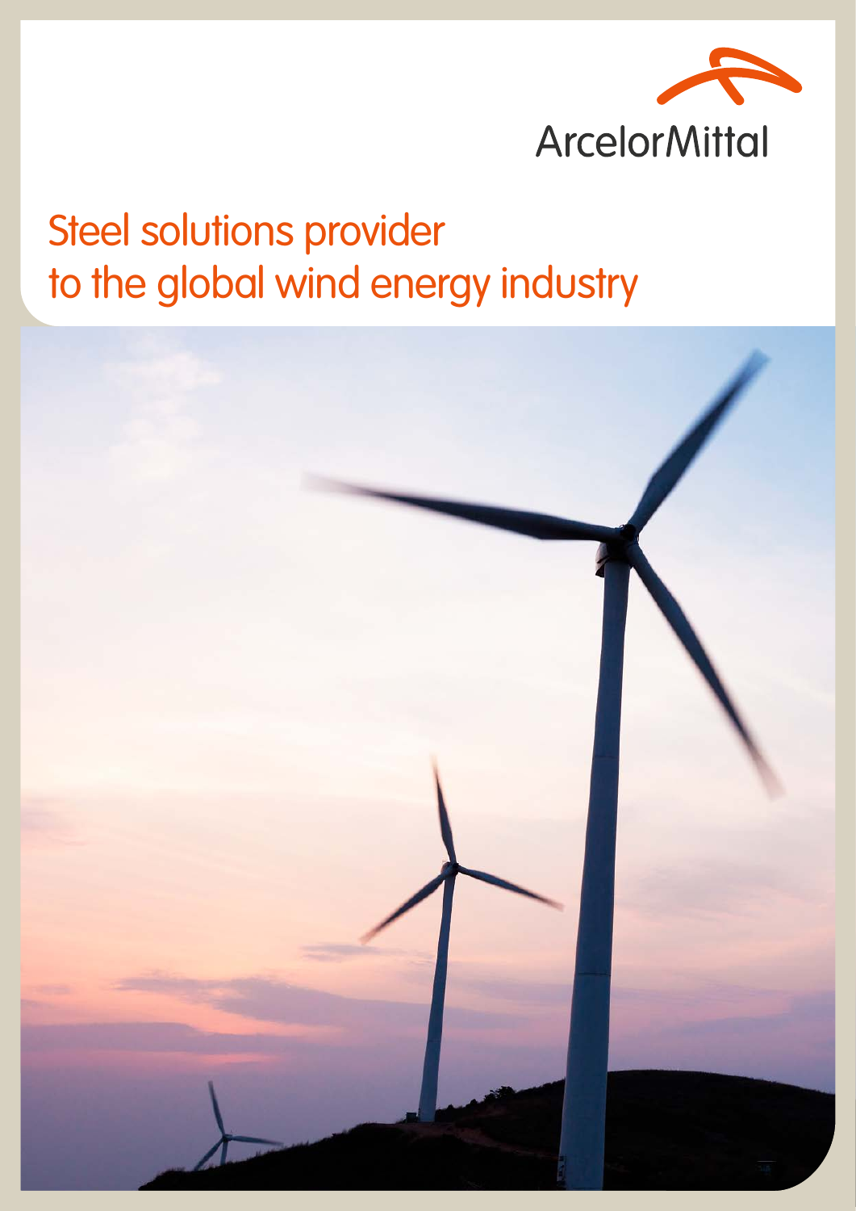ArcelorMittal

# Steel solutions provider to the global wind energy industry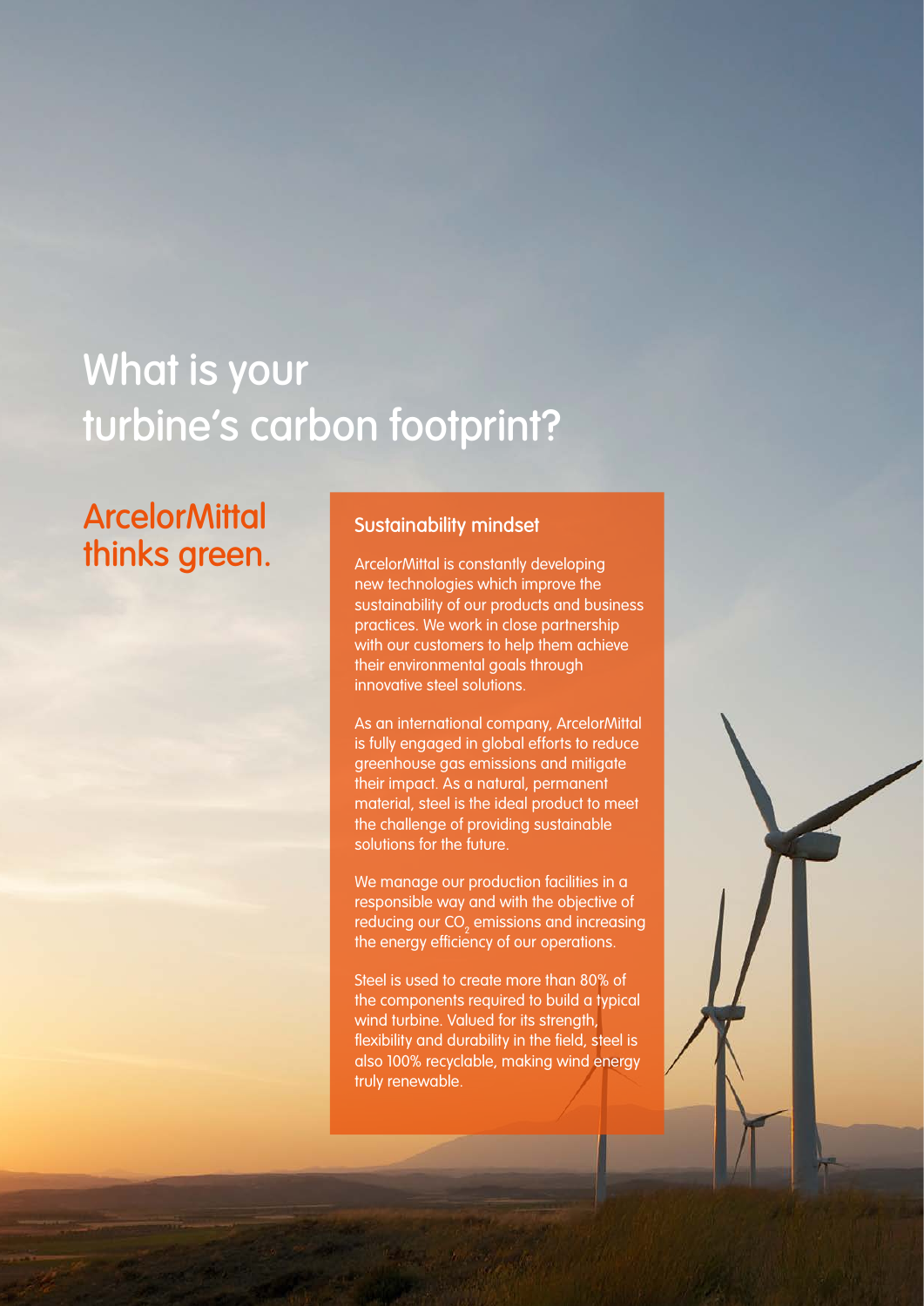# What is your turbine's carbon footprint?

## ArcelorMittal thinks green.

### Sustainability mindset

ArcelorMittal is constantly developing new technologies which improve the sustainability of our products and business practices. We work in close partnership with our customers to help them achieve their environmental goals through innovative steel solutions.

As an international company, ArcelorMittal is fully engaged in global efforts to reduce greenhouse gas emissions and mitigate their impact. As a natural, permanent material, steel is the ideal product to meet the challenge of providing sustainable solutions for the future.

We manage our production facilities in a responsible way and with the objective of reducing our $CO_2$ emissions and increasing the energy efficiency of our operations.

Steel is used to create more than 80% of the components required to build a typical wind turbine. Valued for its strength, flexibility and durability in the field, steel is also 100% recyclable, making wind energy truly renewable.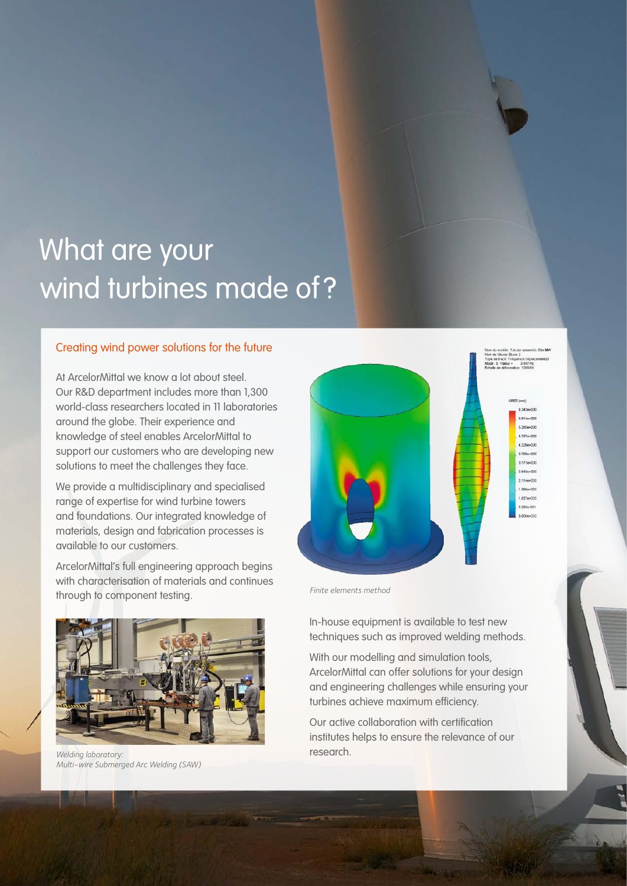# What are your wind turbines made of?

## Creating wind power solutions for the future

At ArcelorMittal we know a lot about steel. Our R&D department includes more than 1,300 world-class researchers located in 11 laboratories around the globe. Their experience and knowledge of steel enables ArcelorMittal to support our customers who are developing new solutions to meet the challenges they face.

We provide a multidisciplinary and specialised range of expertise for wind turbine towers and foundations. Our integrated knowledge of materials, design and fabrication processes is available to our customers.

ArcelorMittal's full engineering approach begins with characterisation of materials and continues through to component testing.

*Welding laboratory: Multi-wire Submerged Arc Welding (SAW)*

*Finite elements method*

In-house equipment is available to test new techniques such as improved welding methods.

With our modelling and simulation tools, ArcelorMittal can offer solutions for your design and engineering challenges while ensuring your turbines achieve maximum efficiency.

Our active collaboration with certification institutes helps to ensure the relevance of our research.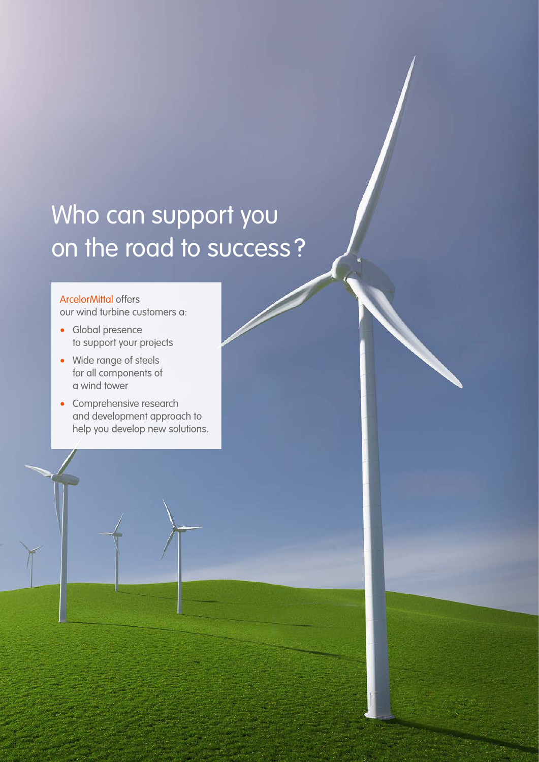# Who can support you on the road to success?

ArcelorMittal offers our wind turbine customers a:

- Global presence to support your projects
- Wide range of steels for all components of a wind tower
- Comprehensive research and development approach to help you develop new solutions.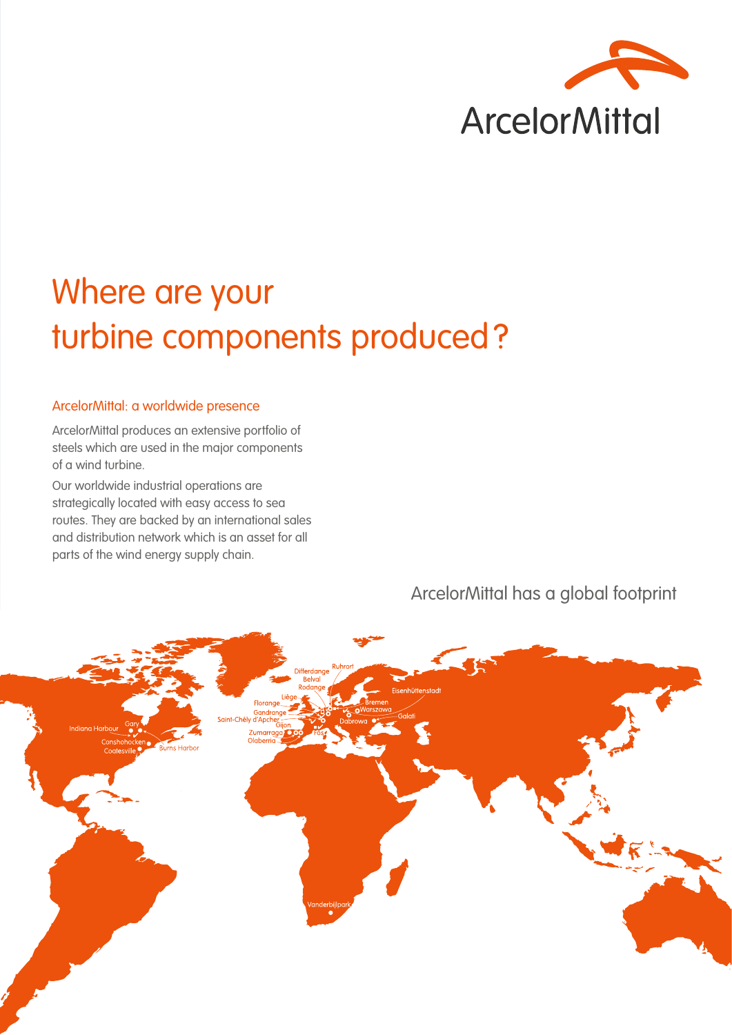# Where are your turbine components produced?

## ArcelorMittal: a worldwide presence

ArcelorMittal produces an extensive portfolio of steels which are used in the major components of a wind turbine.

Our worldwide industrial operations are strategically located with easy access to sea routes. They are backed by an international sales and distribution network which is an asset for all parts of the wind energy supply chain.

## ArcelorMittal has a global footprint

Indiana Harbour, Gary, Conshohocken, Coatesville, Burns Harbor, Differdange, Belval, Rodange, Ruhrort, Liège, Florange, Gandrange, Saint-Chély d'Apcher, Gijon, Zumarraga, Olaberria, Fos, Bremen, Eisenhüttenstadt, Warszawa, Dabrowa, Galati, Vanderbijlpark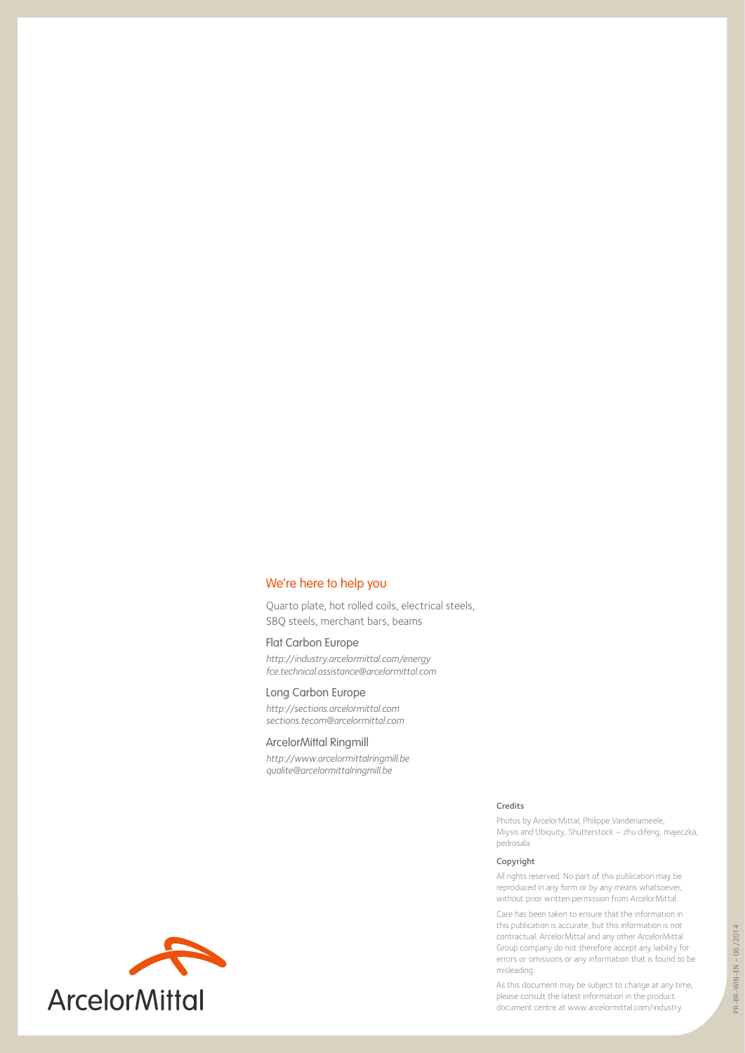## We're here to help you

Quarto plate, hot rolled coils, electrical steels, SBQ steels, merchant bars, beams

### Flat Carbon Europe

*http://industry.arcelormittal.com/energy*
*fce.technical.assistance@arcelormittal.com*

### Long Carbon Europe

*http://sections.arcelormittal.com*
*sections.tecom@arcelormittal.com*

### ArcelorMittal Ringmill

*http://www.arcelormittalringmill.be*
*qualite@arcelormittalringmill.be*

#### Credits

Photos by ArcelorMittal, Philippe Vandenameele, Miysis and Ubiquity, Shutterstock – zhu difeng, majeczka, pedrosala.

#### Copyright

All rights reserved. No part of this publication may be reproduced in any form or by any means whatsoever, without prior written permission from ArcelorMittal.

Care has been taken to ensure that the information in this publication is accurate, but this information is not contractual. ArcelorMittal and any other ArcelorMittal Group company do not therefore accept any liability for errors or omissions or any information that is found to be misleading.

As this document may be subject to change at any time, please consult the latest information in the product document centre at www.arcelormittal.com/industry

ArcelorMittal

PR-BR-WIN-EN – 06/2014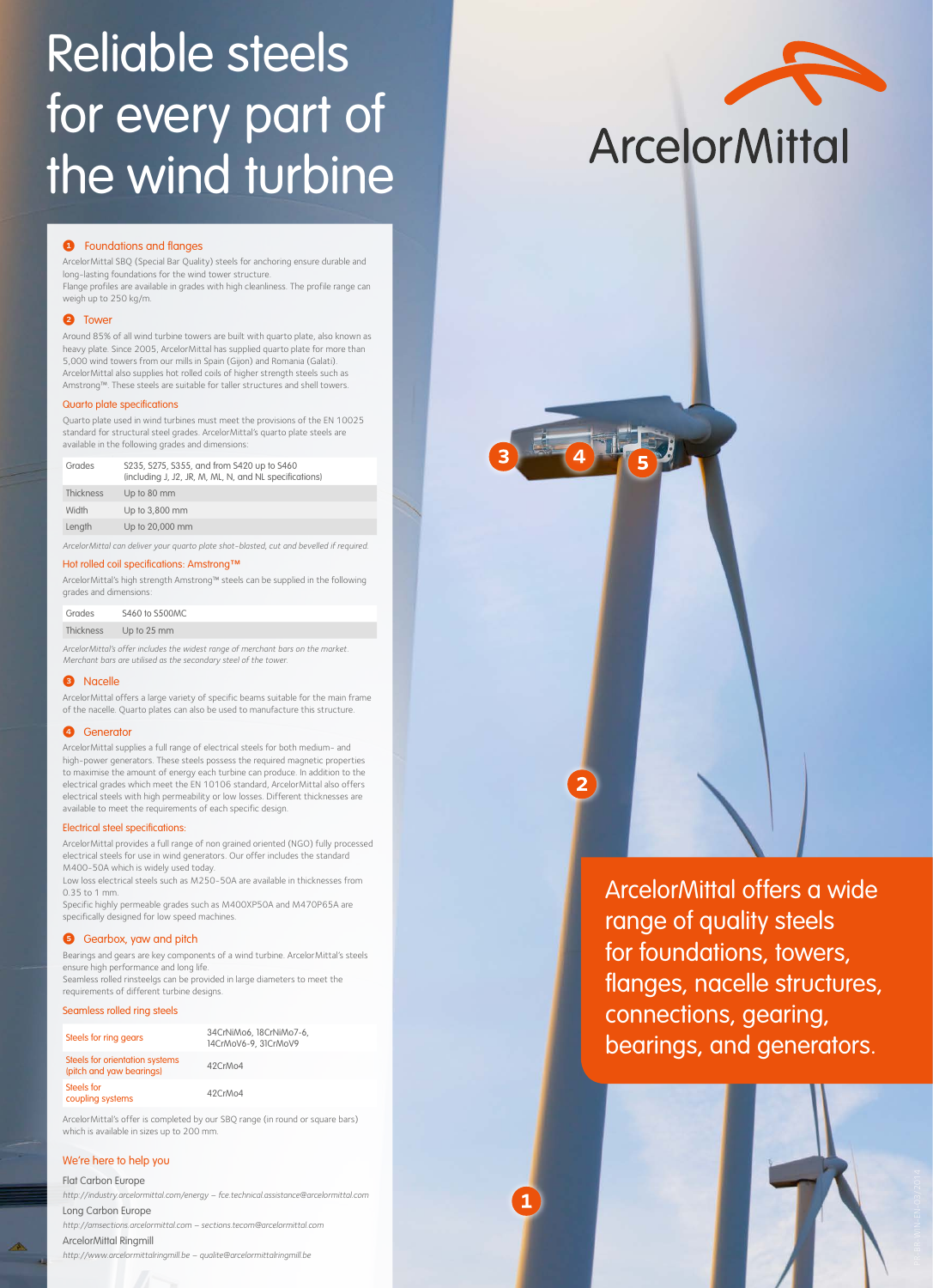# Reliable steels for every part of the wind turbine

ArcelorMittal

## 1 Foundations and flanges

ArcelorMittal SBQ (Special Bar Quality) steels for anchoring ensure durable and long-lasting foundations for the wind tower structure.
Flange profiles are available in grades with high cleanliness. The profile range can weigh up to 250 kg/m.

## 2 Tower

Around 85% of all wind turbine towers are built with quarto plate, also known as heavy plate. Since 2005, ArcelorMittal has supplied quarto plate for more than 5,000 wind towers from our mills in Spain (Gijon) and Romania (Galati). ArcelorMittal also supplies hot rolled coils of higher strength steels such as Amstrong™. These steels are suitable for taller structures and shell towers.

### Quarto plate specifications

Quarto plate used in wind turbines must meet the provisions of the EN 10025 standard for structural steel grades. ArcelorMittal's quarto plate steels are available in the following grades and dimensions:

| | |
|---|---|
| Grades | S235, S275, S355, and from S420 up to S460 (including J, J2, JR, M, ML, N, and NL specifications) |
| Thickness | Up to 80 mm |
| Width | Up to 3,800 mm |
| Length | Up to 20,000 mm |

*ArcelorMittal can deliver your quarto plate shot-blasted, cut and bevelled if required.*

### Hot rolled coil specifications: Amstrong™

ArcelorMittal's high strength Amstrong™ steels can be supplied in the following grades and dimensions:

| | |
|---|---|
| Grades | S460 to S500MC |
| Thickness | Up to 25 mm |

*ArcelorMittal's offer includes the widest range of merchant bars on the market. Merchant bars are utilised as the secondary steel of the tower.*

## 3 Nacelle

ArcelorMittal offers a large variety of specific beams suitable for the main frame of the nacelle. Quarto plates can also be used to manufacture this structure.

## 4 Generator

ArcelorMittal supplies a full range of electrical steels for both medium- and high-power generators. These steels possess the required magnetic properties to maximise the amount of energy each turbine can produce. In addition to the electrical grades which meet the EN 10106 standard, ArcelorMittal also offers electrical steels with high permeability or low losses. Different thicknesses are available to meet the requirements of each specific design.

### Electrical steel specifications:

ArcelorMittal provides a full range of non grained oriented (NGO) fully processed electrical steels for use in wind generators. Our offer includes the standard M400-50A which is widely used today.
Low loss electrical steels such as M250-50A are available in thicknesses from 0.35 to 1 mm.
Specific highly permeable grades such as M400XP50A and M470P65A are specifically designed for low speed machines.

## 5 Gearbox, yaw and pitch

Bearings and gears are key components of a wind turbine. ArcelorMittal's steels ensure high performance and long life.
Seamless rolled rinsteelgs can be provided in large diameters to meet the requirements of different turbine designs.

### Seamless rolled ring steels

| | |
|---|---|
| Steels for ring gears | 34CrNiMo6, 18CrNiMo7-6, 14CrMoV6-9, 31CrMoV9 |
| Steels for orientation systems (pitch and yaw bearings) | 42CrMo4 |
| Steels for coupling systems | 42CrMo4 |

ArcelorMittal's offer is completed by our SBQ range (in round or square bars) which is available in sizes up to 200 mm.

### We're here to help you

Flat Carbon Europe
*http://industry.arcelormittal.com/energy – fce.technical.assistance@arcelormittal.com*

Long Carbon Europe
*http://amsections.arcelormittal.com – sections.tecom@arcelormittal.com*

ArcelorMittal Ringmill
*http://www.arcelormittalringmill.be – qualite@arcelormittalringmill.be*

ArcelorMittal offers a wide range of quality steels for foundations, towers, flanges, nacelle structures, connections, gearing, bearings, and generators.

FF-BR-WIN-EN-03/2014